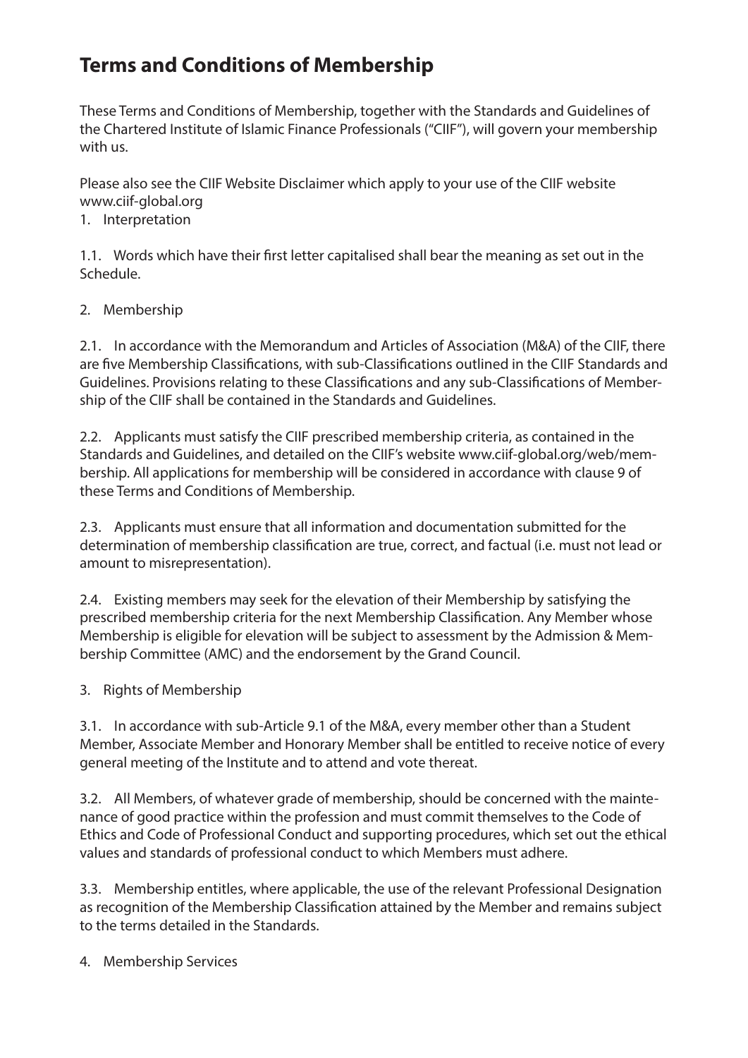# Terms and Conditions of Membership

These Terms and Conditions of Membership, together with the Standards and Guidelines of the Chartered Institute of Islamic Finance Professionals ("CIIF"), will govern your membership with us.

Please also see the CIIF Website Disclaimer which apply to your use of the CIIF website www.ciif-global.org

1. Interpretation

1.1. Words which have their first letter capitalised shall bear the meaning as set out in the Schedule.

2. Membership

2.1. In accordance with the Memorandum and Articles of Association (M&A) of the CIIF, there are five Membership Classifications, with sub-Classifications outlined in the CIIF Standards and Guidelines. Provisions relating to these Classifications and any sub-Classifications of Membership of the CIIF shall be contained in the Standards and Guidelines.

2.2. Applicants must satisfy the CIIF prescribed membership criteria, as contained in the Standards and Guidelines, and detailed on the CIIF's website www.ciif-global.org/web/membership. All applications for membership will be considered in accordance with clause 9 of these Terms and Conditions of Membership.

2.3. Applicants must ensure that all information and documentation submitted for the determination of membership classification are true, correct, and factual (i.e. must not lead or amount to misrepresentation).

2.4. Existing members may seek for the elevation of their Membership by satisfying the prescribed membership criteria for the next Membership Classification. Any Member whose Membership is eligible for elevation will be subject to assessment by the Admission & Membership Committee (AMC) and the endorsement by the Grand Council.

3. Rights of Membership

3.1. In accordance with sub-Article 9.1 of the M&A, every member other than a Student Member, Associate Member and Honorary Member shall be entitled to receive notice of every general meeting of the Institute and to attend and vote thereat.

3.2. All Members, of whatever grade of membership, should be concerned with the maintenance of good practice within the profession and must commit themselves to the Code of Ethics and Code of Professional Conduct and supporting procedures, which set out the ethical values and standards of professional conduct to which Members must adhere.

3.3. Membership entitles, where applicable, the use of the relevant Professional Designation as recognition of the Membership Classification attained by the Member and remains subject to the terms detailed in the Standards.

4. Membership Services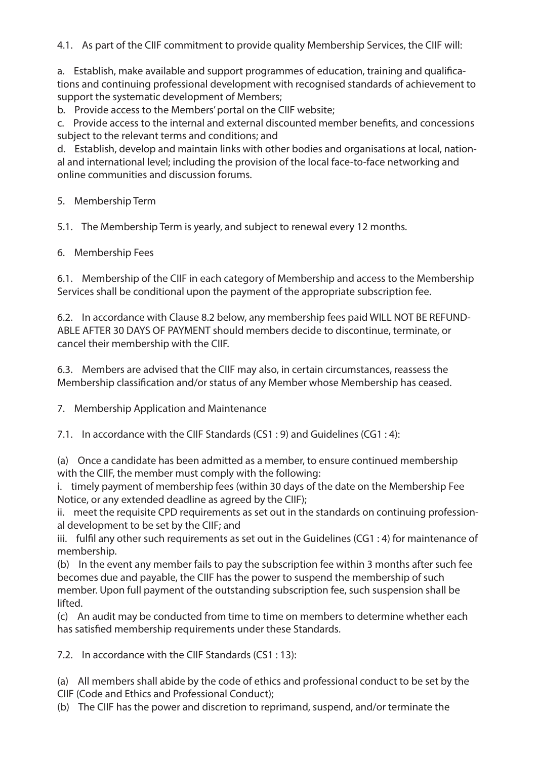4.1. As part of the CIIF commitment to provide quality Membership Services, the CIIF will:

a. Establish, make available and support programmes of education, training and qualifications and continuing professional development with recognised standards of achievement to support the systematic development of Members;
b. Provide access to the Members' portal on the CIIF website;
c. Provide access to the internal and external discounted member benefits, and concessions subject to the relevant terms and conditions; and
d. Establish, develop and maintain links with other bodies and organisations at local, national and international level; including the provision of the local face-to-face networking and online communities and discussion forums.

## 5. Membership Term

5.1. The Membership Term is yearly, and subject to renewal every 12 months.

## 6. Membership Fees

6.1. Membership of the CIIF in each category of Membership and access to the Membership Services shall be conditional upon the payment of the appropriate subscription fee.

6.2. In accordance with Clause 8.2 below, any membership fees paid WILL NOT BE REFUNDABLE AFTER 30 DAYS OF PAYMENT should members decide to discontinue, terminate, or cancel their membership with the CIIF.

6.3. Members are advised that the CIIF may also, in certain circumstances, reassess the Membership classification and/or status of any Member whose Membership has ceased.

## 7. Membership Application and Maintenance

7.1. In accordance with the CIIF Standards (CS1 : 9) and Guidelines (CG1 : 4):

(a) Once a candidate has been admitted as a member, to ensure continued membership with the CIIF, the member must comply with the following:
i. timely payment of membership fees (within 30 days of the date on the Membership Fee Notice, or any extended deadline as agreed by the CIIF);
ii. meet the requisite CPD requirements as set out in the standards on continuing professional development to be set by the CIIF; and
iii. fulfil any other such requirements as set out in the Guidelines (CG1 : 4) for maintenance of membership.
(b) In the event any member fails to pay the subscription fee within 3 months after such fee becomes due and payable, the CIIF has the power to suspend the membership of such member. Upon full payment of the outstanding subscription fee, such suspension shall be lifted.
(c) An audit may be conducted from time to time on members to determine whether each has satisfied membership requirements under these Standards.

7.2. In accordance with the CIIF Standards (CS1 : 13):

(a) All members shall abide by the code of ethics and professional conduct to be set by the CIIF (Code and Ethics and Professional Conduct);
(b) The CIIF has the power and discretion to reprimand, suspend, and/or terminate the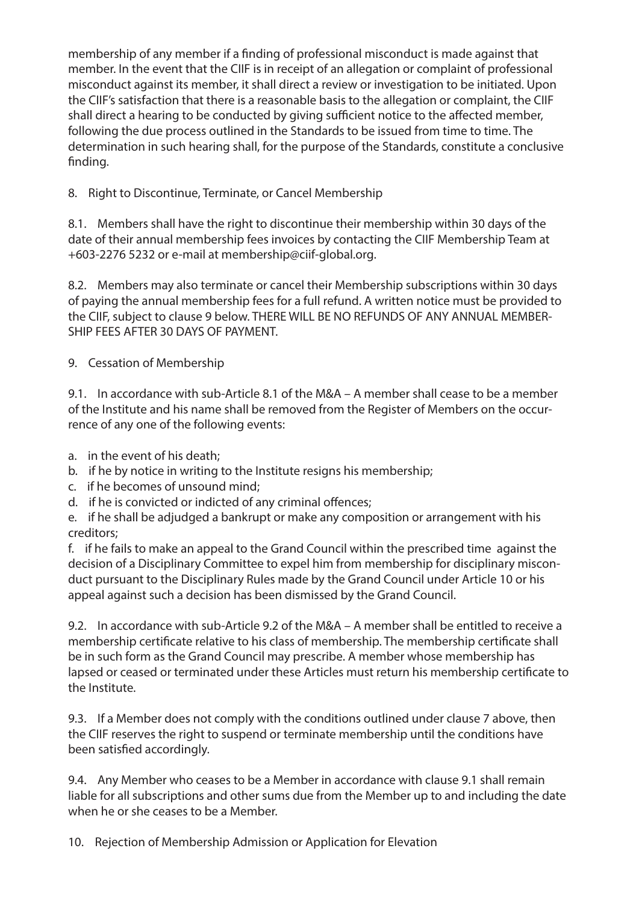membership of any member if a finding of professional misconduct is made against that member. In the event that the CIIF is in receipt of an allegation or complaint of professional misconduct against its member, it shall direct a review or investigation to be initiated. Upon the CIIF's satisfaction that there is a reasonable basis to the allegation or complaint, the CIIF shall direct a hearing to be conducted by giving sufficient notice to the affected member, following the due process outlined in the Standards to be issued from time to time. The determination in such hearing shall, for the purpose of the Standards, constitute a conclusive finding.

8. Right to Discontinue, Terminate, or Cancel Membership

8.1. Members shall have the right to discontinue their membership within 30 days of the date of their annual membership fees invoices by contacting the CIIF Membership Team at +603-2276 5232 or e-mail at membership@ciif-global.org.

8.2. Members may also terminate or cancel their Membership subscriptions within 30 days of paying the annual membership fees for a full refund. A written notice must be provided to the CIIF, subject to clause 9 below. THERE WILL BE NO REFUNDS OF ANY ANNUAL MEMBERSHIP FEES AFTER 30 DAYS OF PAYMENT.

9. Cessation of Membership

9.1. In accordance with sub-Article 8.1 of the M&A – A member shall cease to be a member of the Institute and his name shall be removed from the Register of Members on the occurrence of any one of the following events:

a. in the event of his death;
b. if he by notice in writing to the Institute resigns his membership;
c. if he becomes of unsound mind;
d. if he is convicted or indicted of any criminal offences;
e. if he shall be adjudged a bankrupt or make any composition or arrangement with his creditors;
f. if he fails to make an appeal to the Grand Council within the prescribed time against the decision of a Disciplinary Committee to expel him from membership for disciplinary misconduct pursuant to the Disciplinary Rules made by the Grand Council under Article 10 or his appeal against such a decision has been dismissed by the Grand Council.

9.2. In accordance with sub-Article 9.2 of the M&A – A member shall be entitled to receive a membership certificate relative to his class of membership. The membership certificate shall be in such form as the Grand Council may prescribe. A member whose membership has lapsed or ceased or terminated under these Articles must return his membership certificate to the Institute.

9.3. If a Member does not comply with the conditions outlined under clause 7 above, then the CIIF reserves the right to suspend or terminate membership until the conditions have been satisfied accordingly.

9.4. Any Member who ceases to be a Member in accordance with clause 9.1 shall remain liable for all subscriptions and other sums due from the Member up to and including the date when he or she ceases to be a Member.

10. Rejection of Membership Admission or Application for Elevation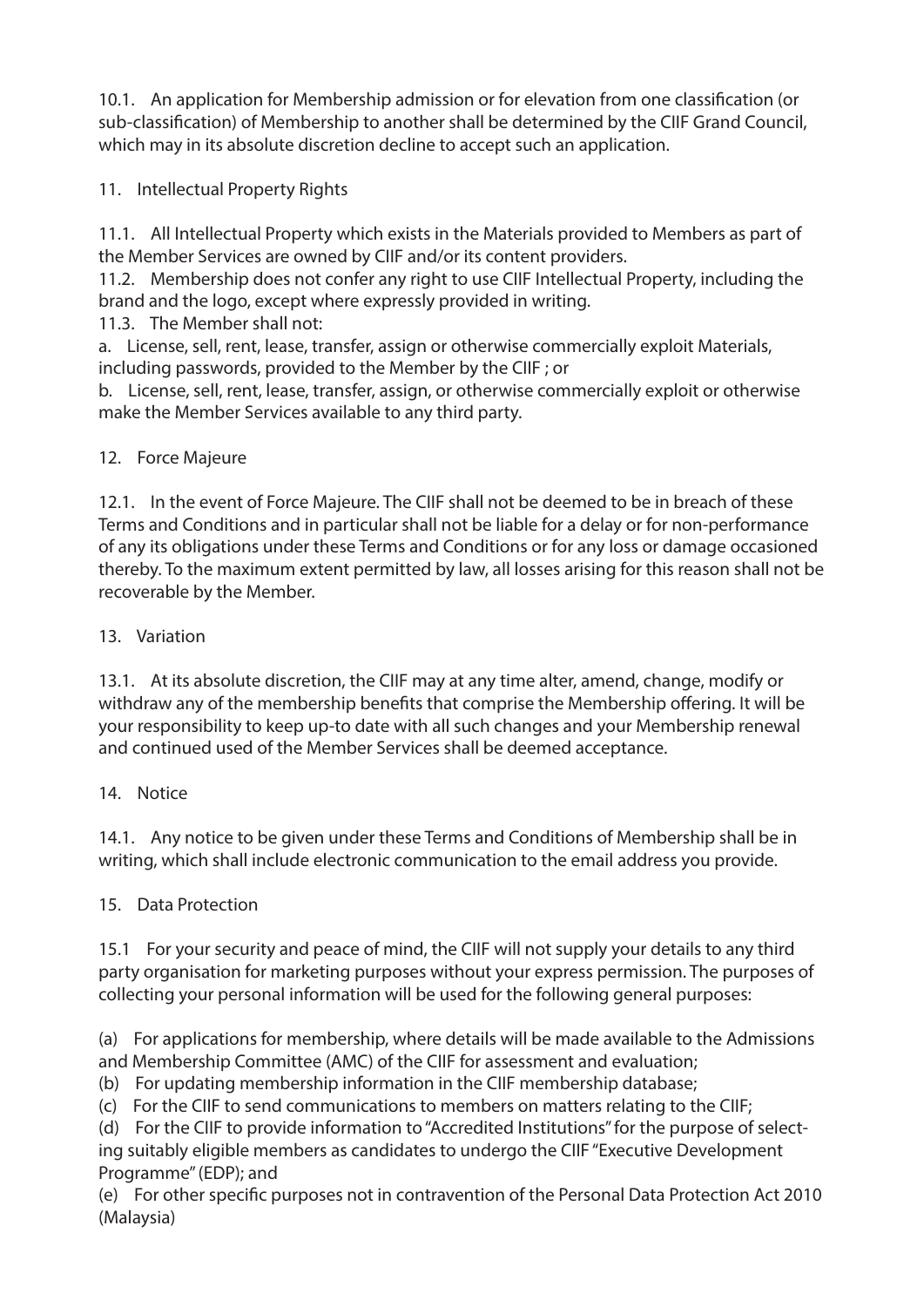10.1. An application for Membership admission or for elevation from one classification (or sub-classification) of Membership to another shall be determined by the CIIF Grand Council, which may in its absolute discretion decline to accept such an application.

## 11. Intellectual Property Rights

11.1. All Intellectual Property which exists in the Materials provided to Members as part of the Member Services are owned by CIIF and/or its content providers.

11.2. Membership does not confer any right to use CIIF Intellectual Property, including the brand and the logo, except where expressly provided in writing.

11.3. The Member shall not:

a. License, sell, rent, lease, transfer, assign or otherwise commercially exploit Materials, including passwords, provided to the Member by the CIIF ; or

b. License, sell, rent, lease, transfer, assign, or otherwise commercially exploit or otherwise make the Member Services available to any third party.

## 12. Force Majeure

12.1. In the event of Force Majeure. The CIIF shall not be deemed to be in breach of these Terms and Conditions and in particular shall not be liable for a delay or for non-performance of any its obligations under these Terms and Conditions or for any loss or damage occasioned thereby. To the maximum extent permitted by law, all losses arising for this reason shall not be recoverable by the Member.

## 13. Variation

13.1. At its absolute discretion, the CIIF may at any time alter, amend, change, modify or withdraw any of the membership benefits that comprise the Membership offering. It will be your responsibility to keep up-to date with all such changes and your Membership renewal and continued used of the Member Services shall be deemed acceptance.

## 14. Notice

14.1. Any notice to be given under these Terms and Conditions of Membership shall be in writing, which shall include electronic communication to the email address you provide.

## 15. Data Protection

15.1 For your security and peace of mind, the CIIF will not supply your details to any third party organisation for marketing purposes without your express permission. The purposes of collecting your personal information will be used for the following general purposes:

(a) For applications for membership, where details will be made available to the Admissions and Membership Committee (AMC) of the CIIF for assessment and evaluation;

(b) For updating membership information in the CIIF membership database;

(c) For the CIIF to send communications to members on matters relating to the CIIF;

(d) For the CIIF to provide information to "Accredited Institutions" for the purpose of selecting suitably eligible members as candidates to undergo the CIIF "Executive Development Programme" (EDP); and

(e) For other specific purposes not in contravention of the Personal Data Protection Act 2010 (Malaysia)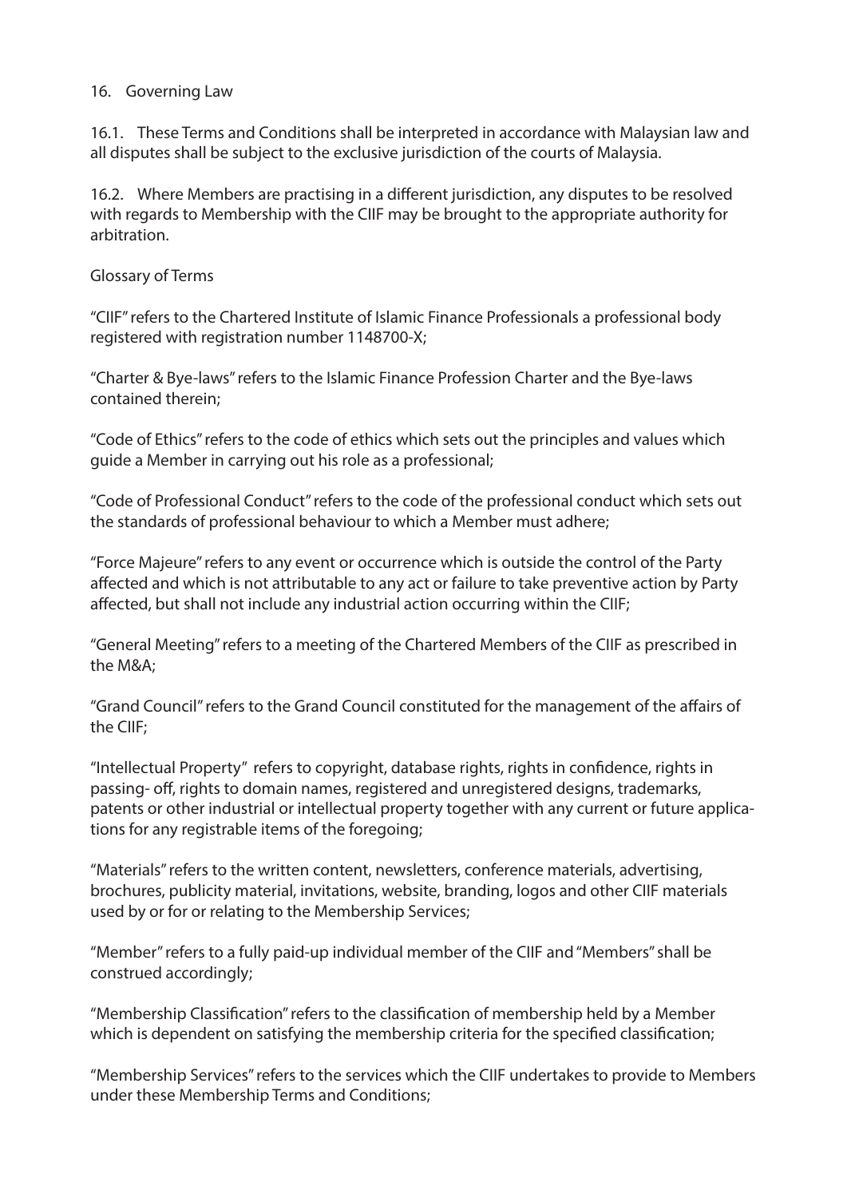## 16. Governing Law

16.1. These Terms and Conditions shall be interpreted in accordance with Malaysian law and all disputes shall be subject to the exclusive jurisdiction of the courts of Malaysia.

16.2. Where Members are practising in a different jurisdiction, any disputes to be resolved with regards to Membership with the CIIF may be brought to the appropriate authority for arbitration.

## Glossary of Terms

"CIIF" refers to the Chartered Institute of Islamic Finance Professionals a professional body registered with registration number 1148700-X;

"Charter & Bye-laws" refers to the Islamic Finance Profession Charter and the Bye-laws contained therein;

"Code of Ethics" refers to the code of ethics which sets out the principles and values which guide a Member in carrying out his role as a professional;

"Code of Professional Conduct" refers to the code of the professional conduct which sets out the standards of professional behaviour to which a Member must adhere;

"Force Majeure" refers to any event or occurrence which is outside the control of the Party affected and which is not attributable to any act or failure to take preventive action by Party affected, but shall not include any industrial action occurring within the CIIF;

"General Meeting" refers to a meeting of the Chartered Members of the CIIF as prescribed in the M&A;

"Grand Council" refers to the Grand Council constituted for the management of the affairs of the CIIF;

"Intellectual Property" refers to copyright, database rights, rights in confidence, rights in passing- off, rights to domain names, registered and unregistered designs, trademarks, patents or other industrial or intellectual property together with any current or future applications for any registrable items of the foregoing;

"Materials" refers to the written content, newsletters, conference materials, advertising, brochures, publicity material, invitations, website, branding, logos and other CIIF materials used by or for or relating to the Membership Services;

"Member" refers to a fully paid-up individual member of the CIIF and "Members" shall be construed accordingly;

"Membership Classification" refers to the classification of membership held by a Member which is dependent on satisfying the membership criteria for the specified classification;

"Membership Services" refers to the services which the CIIF undertakes to provide to Members under these Membership Terms and Conditions;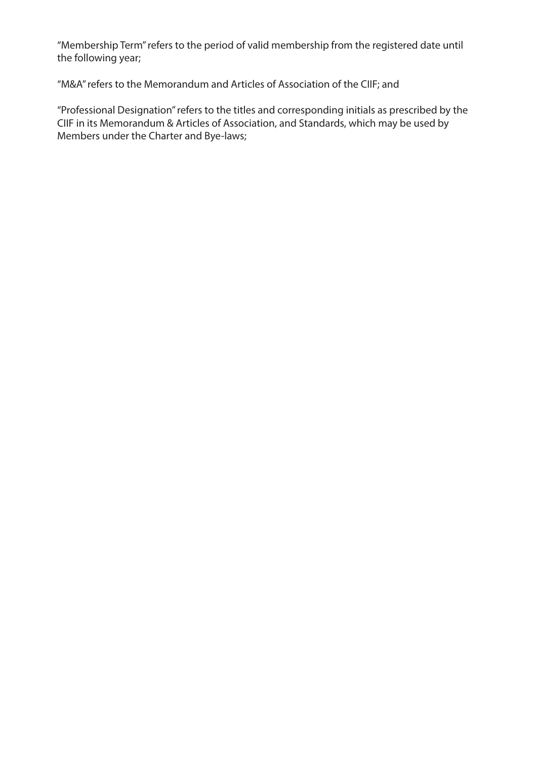"Membership Term" refers to the period of valid membership from the registered date until the following year;

"M&A" refers to the Memorandum and Articles of Association of the CIIF; and

"Professional Designation" refers to the titles and corresponding initials as prescribed by the CIIF in its Memorandum & Articles of Association, and Standards, which may be used by Members under the Charter and Bye-laws;